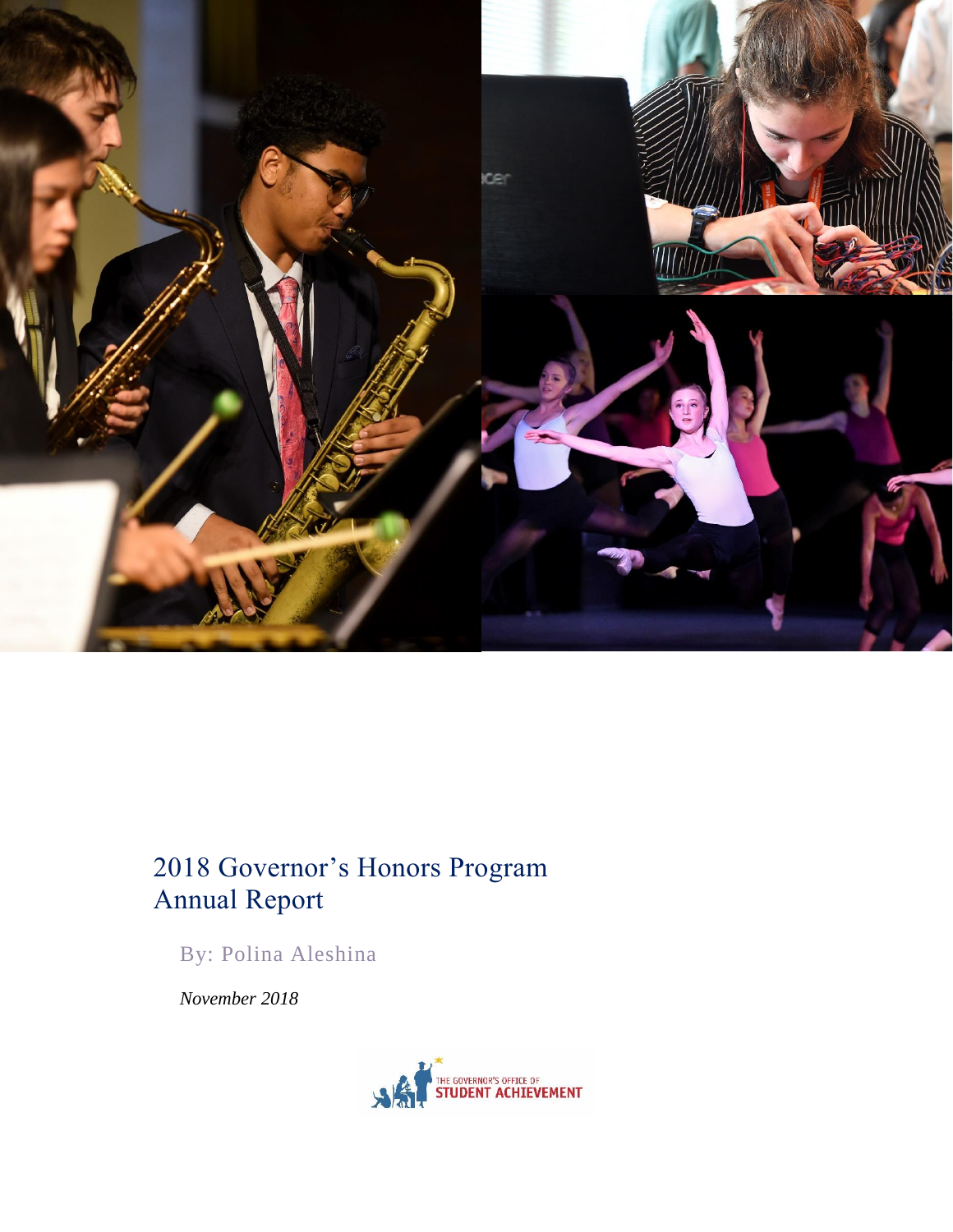# 2018 Governor's Honors Program Annual Report

By: Polina Aleshina

*November 2018*

THE GOVERNOR'S OFFICE OF STUDENT ACHIEVEMENT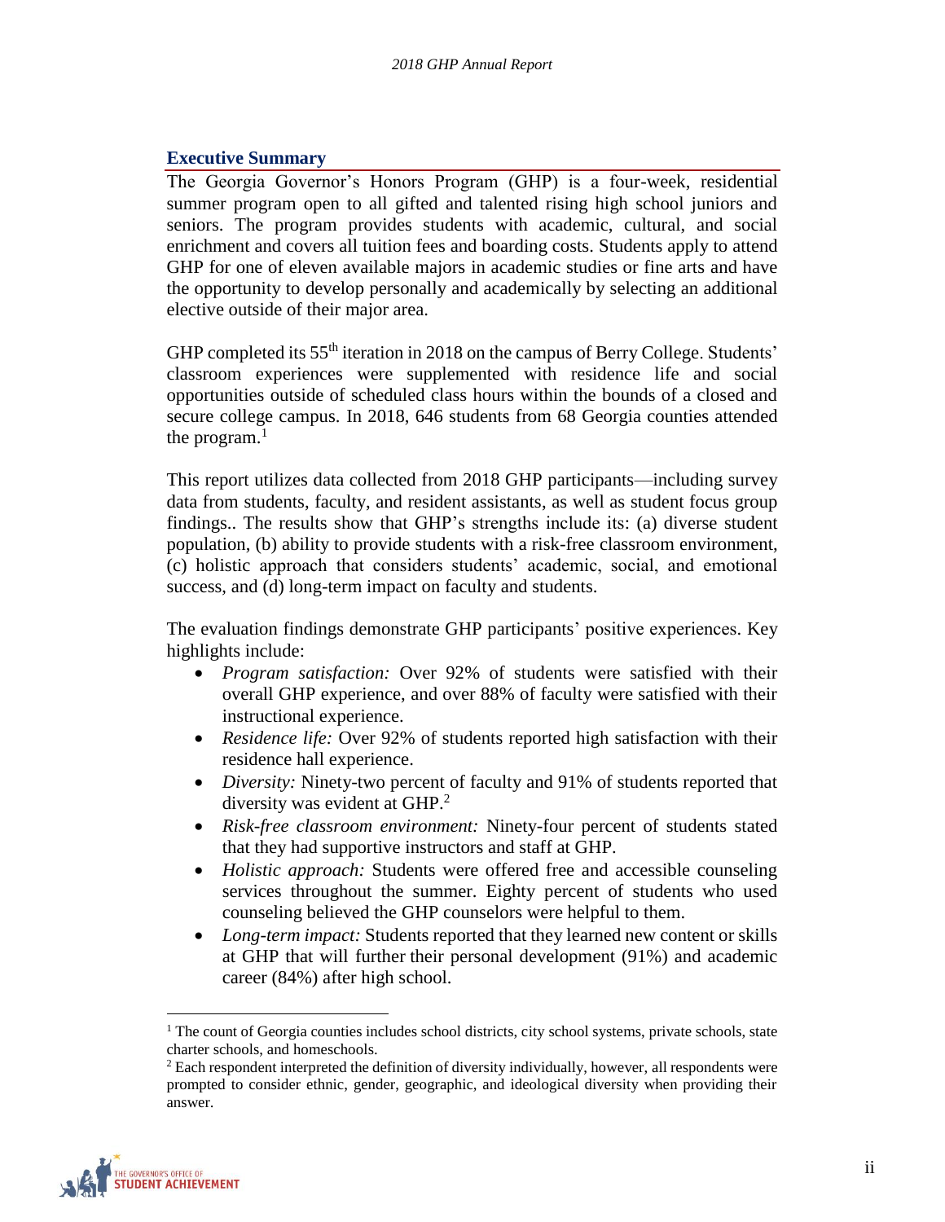## Executive Summary

The Georgia Governor's Honors Program (GHP) is a four-week, residential summer program open to all gifted and talented rising high school juniors and seniors. The program provides students with academic, cultural, and social enrichment and covers all tuition fees and boarding costs. Students apply to attend GHP for one of eleven available majors in academic studies or fine arts and have the opportunity to develop personally and academically by selecting an additional elective outside of their major area.

GHP completed its 55th iteration in 2018 on the campus of Berry College. Students' classroom experiences were supplemented with residence life and social opportunities outside of scheduled class hours within the bounds of a closed and secure college campus. In 2018, 646 students from 68 Georgia counties attended the program.[1]

This report utilizes data collected from 2018 GHP participants—including survey data from students, faculty, and resident assistants, as well as student focus group findings.. The results show that GHP's strengths include its: (a) diverse student population, (b) ability to provide students with a risk-free classroom environment, (c) holistic approach that considers students' academic, social, and emotional success, and (d) long-term impact on faculty and students.

The evaluation findings demonstrate GHP participants' positive experiences. Key highlights include:

- *Program satisfaction:* Over 92% of students were satisfied with their overall GHP experience, and over 88% of faculty were satisfied with their instructional experience.
- *Residence life:* Over 92% of students reported high satisfaction with their residence hall experience.
- *Diversity:* Ninety-two percent of faculty and 91% of students reported that diversity was evident at GHP.[2]
- *Risk-free classroom environment:* Ninety-four percent of students stated that they had supportive instructors and staff at GHP.
- *Holistic approach:* Students were offered free and accessible counseling services throughout the summer. Eighty percent of students who used counseling believed the GHP counselors were helpful to them.
- *Long-term impact:* Students reported that they learned new content or skills at GHP that will further their personal development (91%) and academic career (84%) after high school.

---

[1] The count of Georgia counties includes school districts, city school systems, private schools, state charter schools, and homeschools.

[2] Each respondent interpreted the definition of diversity individually, however, all respondents were prompted to consider ethnic, gender, geographic, and ideological diversity when providing their answer.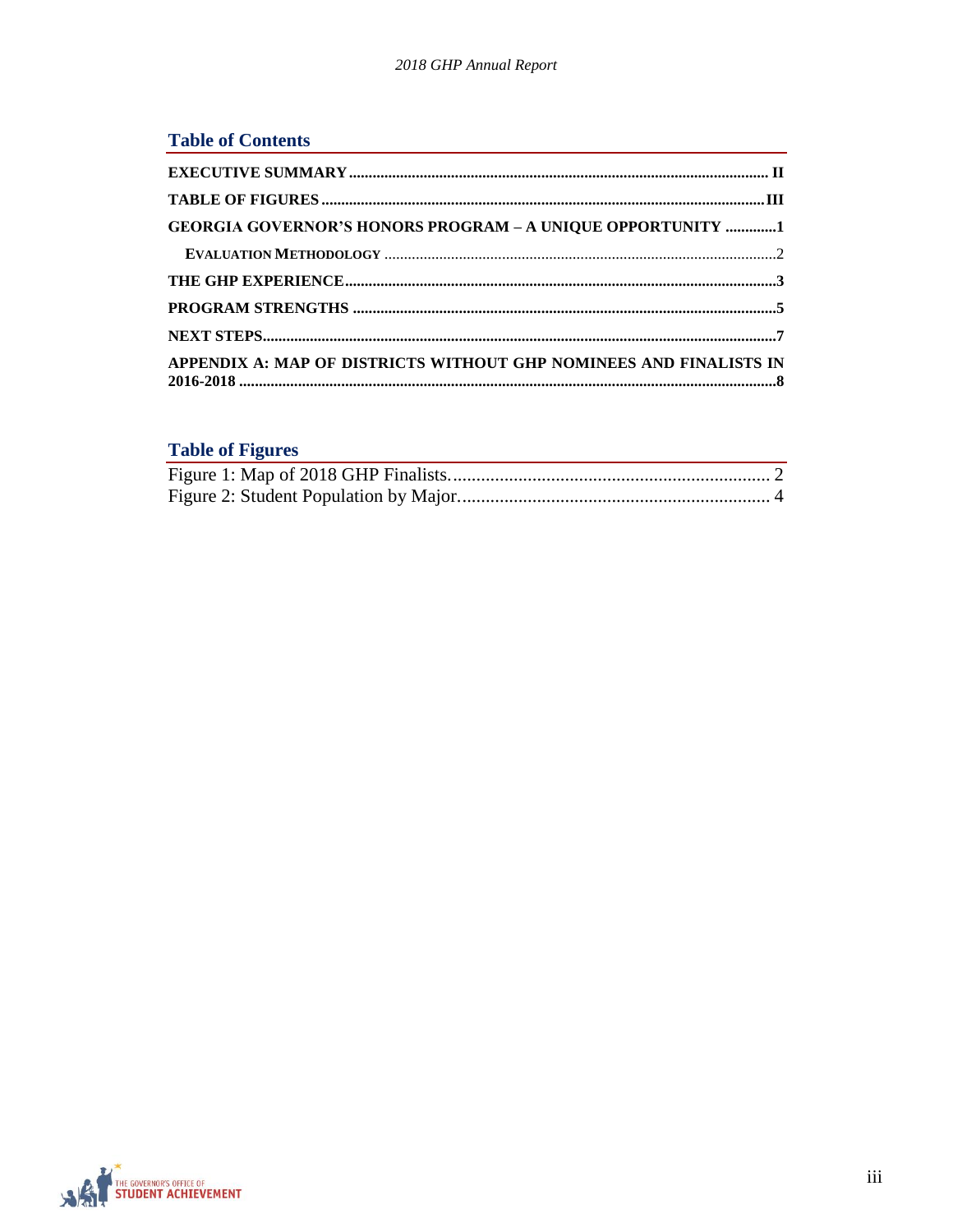## Table of Contents

**EXECUTIVE SUMMARY** ........ **II**

**TABLE OF FIGURES** ........ **III**

**GEORGIA GOVERNOR'S HONORS PROGRAM – A UNIQUE OPPORTUNITY** ........ **1**

- **EVALUATION METHODOLOGY** ........ 2

**THE GHP EXPERIENCE** ........ **3**

**PROGRAM STRENGTHS** ........ **5**

**NEXT STEPS** ........ **7**

**APPENDIX A: MAP OF DISTRICTS WITHOUT GHP NOMINEES AND FINALISTS IN 2016-2018** ........ **8**

## Table of Figures

Figure 1: Map of 2018 GHP Finalists. ........ 2

Figure 2: Student Population by Major. ........ 4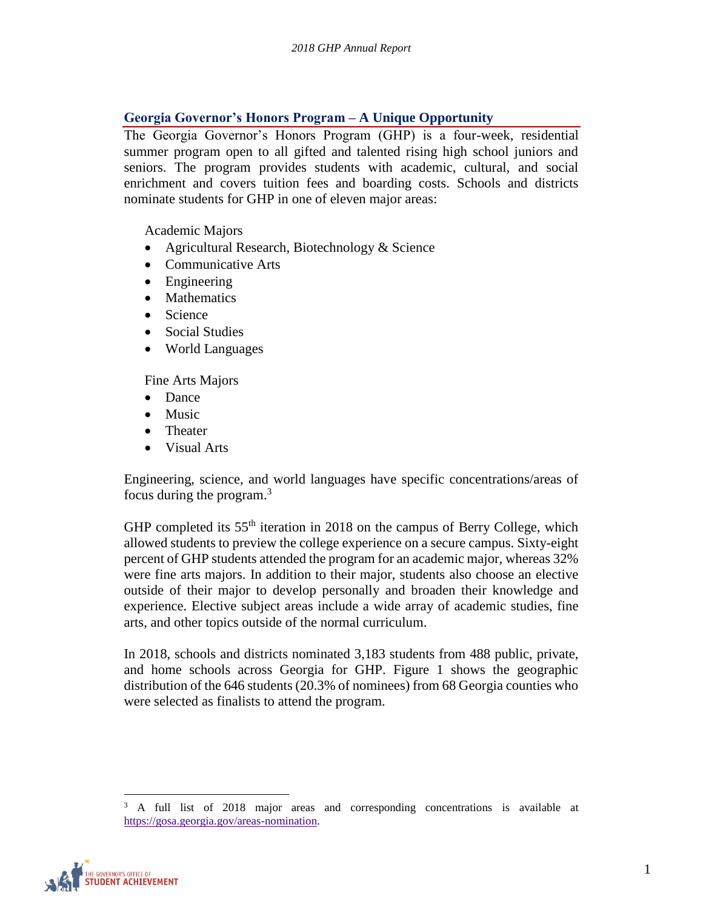## Georgia Governor's Honors Program – A Unique Opportunity

The Georgia Governor's Honors Program (GHP) is a four-week, residential summer program open to all gifted and talented rising high school juniors and seniors. The program provides students with academic, cultural, and social enrichment and covers tuition fees and boarding costs. Schools and districts nominate students for GHP in one of eleven major areas:

Academic Majors

- Agricultural Research, Biotechnology & Science
- Communicative Arts
- Engineering
- Mathematics
- Science
- Social Studies
- World Languages

Fine Arts Majors

- Dance
- Music
- Theater
- Visual Arts

Engineering, science, and world languages have specific concentrations/areas of focus during the program.[3]

GHP completed its 55th iteration in 2018 on the campus of Berry College, which allowed students to preview the college experience on a secure campus. Sixty-eight percent of GHP students attended the program for an academic major, whereas 32% were fine arts majors. In addition to their major, students also choose an elective outside of their major to develop personally and broaden their knowledge and experience. Elective subject areas include a wide array of academic studies, fine arts, and other topics outside of the normal curriculum.

In 2018, schools and districts nominated 3,183 students from 488 public, private, and home schools across Georgia for GHP. Figure 1 shows the geographic distribution of the 646 students (20.3% of nominees) from 68 Georgia counties who were selected as finalists to attend the program.

---

[3] A full list of 2018 major areas and corresponding concentrations is available at https://gosa.georgia.gov/areas-nomination.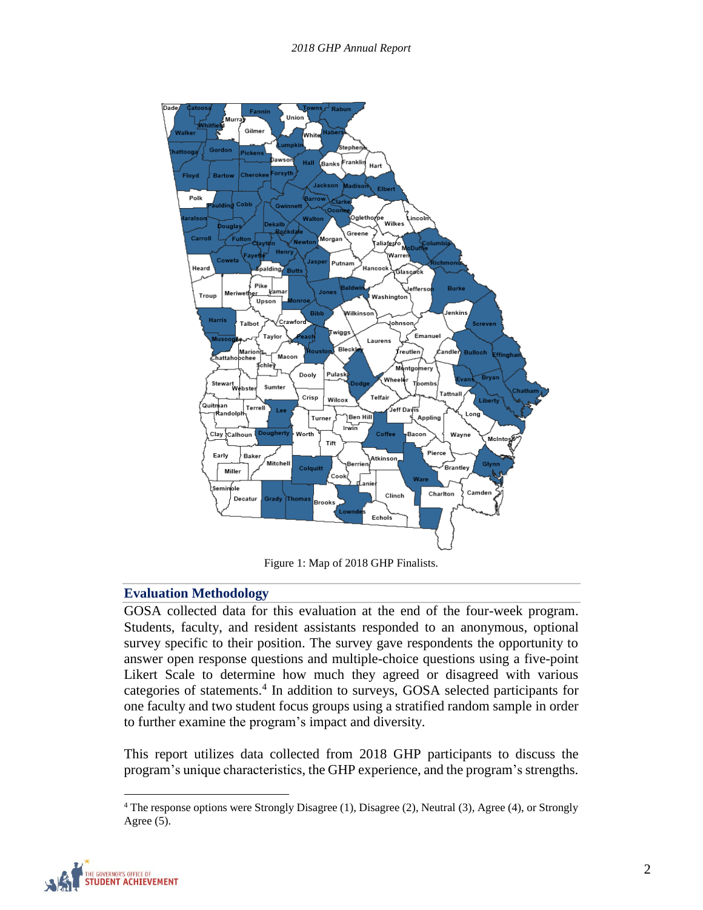Figure 1: Map of 2018 GHP Finalists.

## Evaluation Methodology

GOSA collected data for this evaluation at the end of the four-week program. Students, faculty, and resident assistants responded to an anonymous, optional survey specific to their position. The survey gave respondents the opportunity to answer open response questions and multiple-choice questions using a five-point Likert Scale to determine how much they agreed or disagreed with various categories of statements.[4] In addition to surveys, GOSA selected participants for one faculty and two student focus groups using a stratified random sample in order to further examine the program's impact and diversity.

This report utilizes data collected from 2018 GHP participants to discuss the program's unique characteristics, the GHP experience, and the program's strengths.

[4] The response options were Strongly Disagree (1), Disagree (2), Neutral (3), Agree (4), or Strongly Agree (5).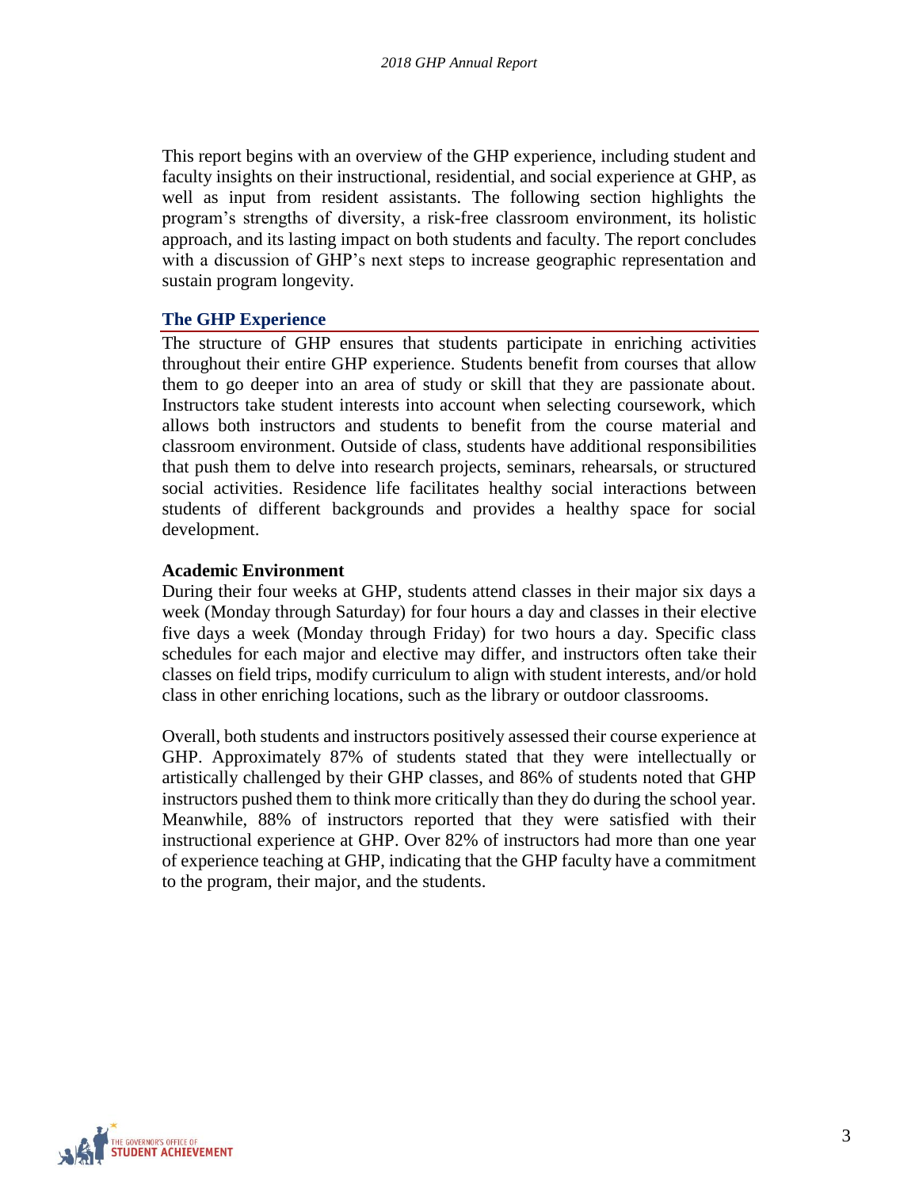This report begins with an overview of the GHP experience, including student and faculty insights on their instructional, residential, and social experience at GHP, as well as input from resident assistants. The following section highlights the program's strengths of diversity, a risk-free classroom environment, its holistic approach, and its lasting impact on both students and faculty. The report concludes with a discussion of GHP's next steps to increase geographic representation and sustain program longevity.

## The GHP Experience

The structure of GHP ensures that students participate in enriching activities throughout their entire GHP experience. Students benefit from courses that allow them to go deeper into an area of study or skill that they are passionate about. Instructors take student interests into account when selecting coursework, which allows both instructors and students to benefit from the course material and classroom environment. Outside of class, students have additional responsibilities that push them to delve into research projects, seminars, rehearsals, or structured social activities. Residence life facilitates healthy social interactions between students of different backgrounds and provides a healthy space for social development.

### Academic Environment

During their four weeks at GHP, students attend classes in their major six days a week (Monday through Saturday) for four hours a day and classes in their elective five days a week (Monday through Friday) for two hours a day. Specific class schedules for each major and elective may differ, and instructors often take their classes on field trips, modify curriculum to align with student interests, and/or hold class in other enriching locations, such as the library or outdoor classrooms.

Overall, both students and instructors positively assessed their course experience at GHP. Approximately 87% of students stated that they were intellectually or artistically challenged by their GHP classes, and 86% of students noted that GHP instructors pushed them to think more critically than they do during the school year. Meanwhile, 88% of instructors reported that they were satisfied with their instructional experience at GHP. Over 82% of instructors had more than one year of experience teaching at GHP, indicating that the GHP faculty have a commitment to the program, their major, and the students.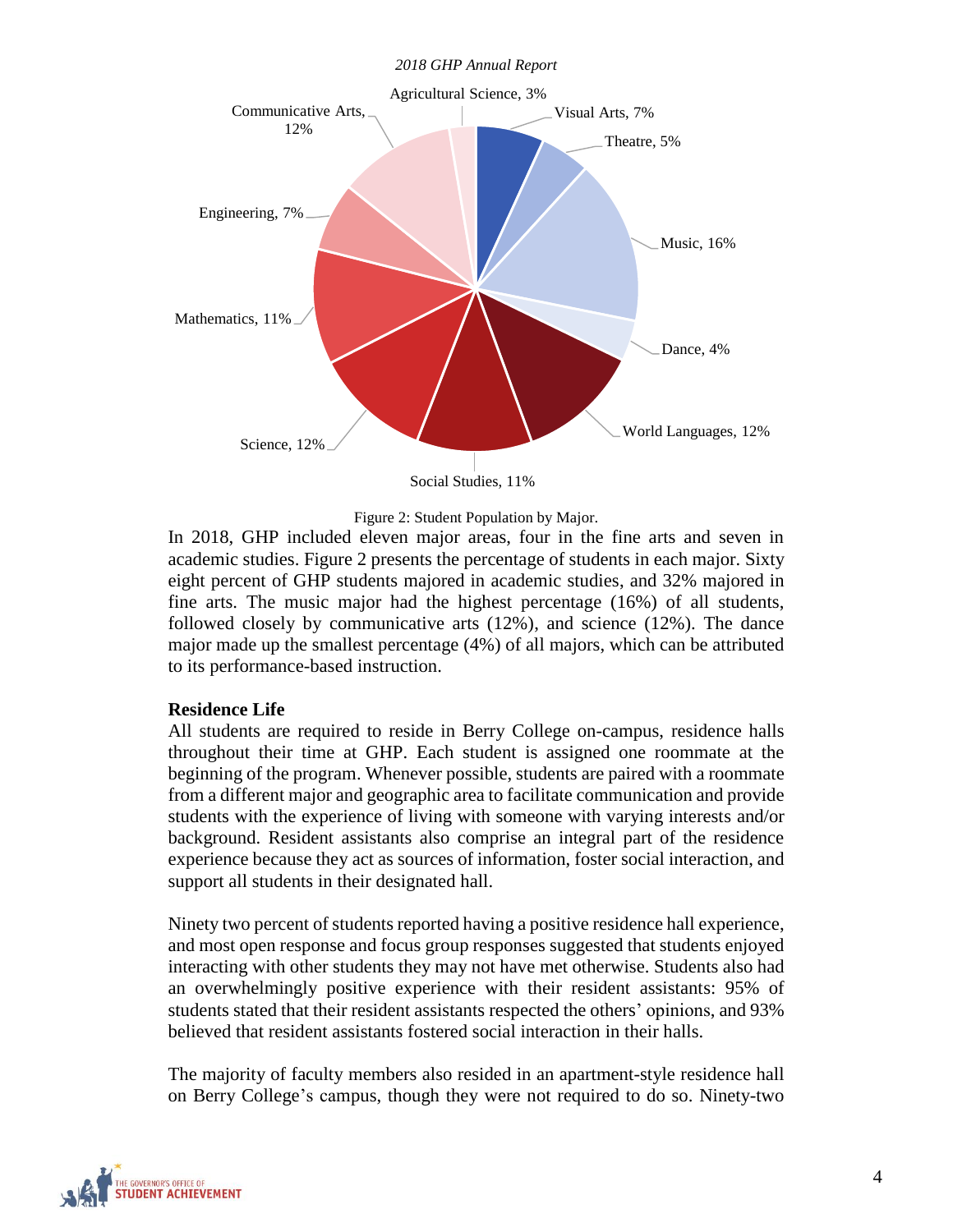*2018 GHP Annual Report*

Agricultural Science, 3%
Visual Arts, 7%
Theatre, 5%
Music, 16%
Dance, 4%
World Languages, 12%
Social Studies, 11%
Science, 12%
Mathematics, 11%
Engineering, 7%
Communicative Arts, 12%

Figure 2: Student Population by Major.

In 2018, GHP included eleven major areas, four in the fine arts and seven in academic studies. Figure 2 presents the percentage of students in each major. Sixty eight percent of GHP students majored in academic studies, and 32% majored in fine arts. The music major had the highest percentage (16%) of all students, followed closely by communicative arts (12%), and science (12%). The dance major made up the smallest percentage (4%) of all majors, which can be attributed to its performance-based instruction.

**Residence Life**

All students are required to reside in Berry College on-campus, residence halls throughout their time at GHP. Each student is assigned one roommate at the beginning of the program. Whenever possible, students are paired with a roommate from a different major and geographic area to facilitate communication and provide students with the experience of living with someone with varying interests and/or background. Resident assistants also comprise an integral part of the residence experience because they act as sources of information, foster social interaction, and support all students in their designated hall.

Ninety two percent of students reported having a positive residence hall experience, and most open response and focus group responses suggested that students enjoyed interacting with other students they may not have met otherwise. Students also had an overwhelmingly positive experience with their resident assistants: 95% of students stated that their resident assistants respected the others' opinions, and 93% believed that resident assistants fostered social interaction in their halls.

The majority of faculty members also resided in an apartment-style residence hall on Berry College's campus, though they were not required to do so. Ninety-two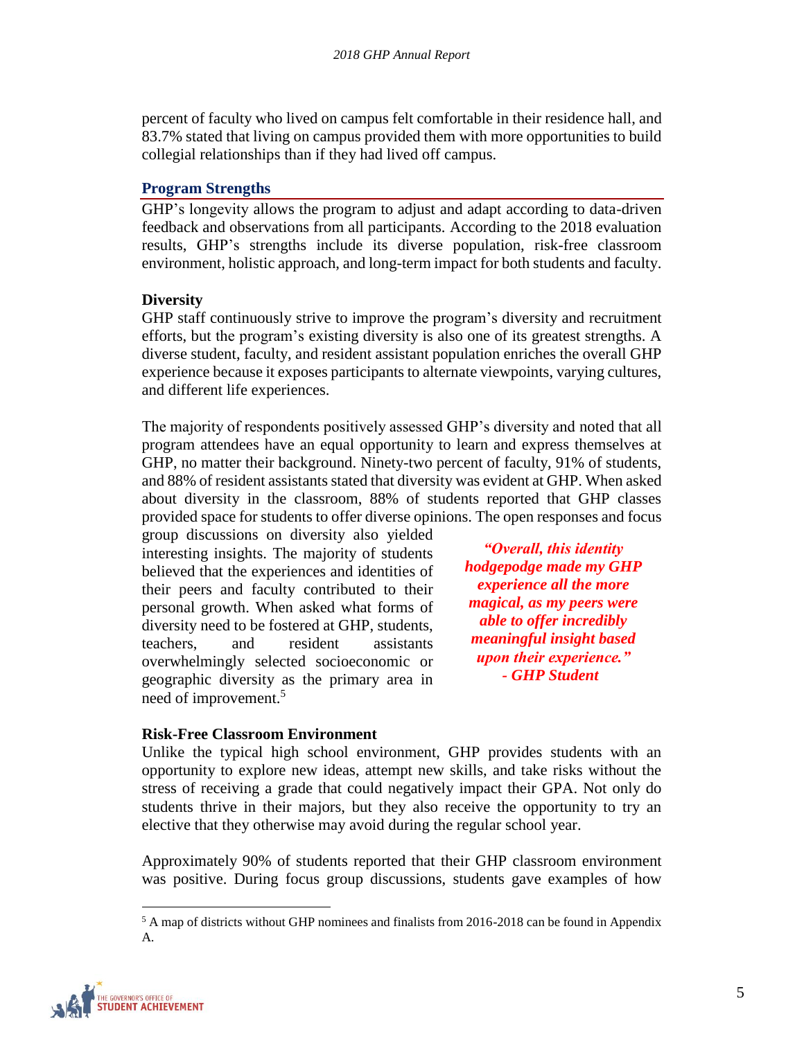percent of faculty who lived on campus felt comfortable in their residence hall, and 83.7% stated that living on campus provided them with more opportunities to build collegial relationships than if they had lived off campus.

## Program Strengths

GHP's longevity allows the program to adjust and adapt according to data-driven feedback and observations from all participants. According to the 2018 evaluation results, GHP's strengths include its diverse population, risk-free classroom environment, holistic approach, and long-term impact for both students and faculty.

### Diversity

GHP staff continuously strive to improve the program's diversity and recruitment efforts, but the program's existing diversity is also one of its greatest strengths. A diverse student, faculty, and resident assistant population enriches the overall GHP experience because it exposes participants to alternate viewpoints, varying cultures, and different life experiences.

The majority of respondents positively assessed GHP's diversity and noted that all program attendees have an equal opportunity to learn and express themselves at GHP, no matter their background. Ninety-two percent of faculty, 91% of students, and 88% of resident assistants stated that diversity was evident at GHP. When asked about diversity in the classroom, 88% of students reported that GHP classes provided space for students to offer diverse opinions. The open responses and focus group discussions on diversity also yielded interesting insights. The majority of students believed that the experiences and identities of their peers and faculty contributed to their personal growth. When asked what forms of diversity need to be fostered at GHP, students, teachers, and resident assistants overwhelmingly selected socioeconomic or geographic diversity as the primary area in need of improvement.[5]

***"Overall, this identity hodgepodge made my GHP experience all the more magical, as my peers were able to offer incredibly meaningful insight based upon their experience." - GHP Student***

### Risk-Free Classroom Environment

Unlike the typical high school environment, GHP provides students with an opportunity to explore new ideas, attempt new skills, and take risks without the stress of receiving a grade that could negatively impact their GPA. Not only do students thrive in their majors, but they also receive the opportunity to try an elective that they otherwise may avoid during the regular school year.

Approximately 90% of students reported that their GHP classroom environment was positive. During focus group discussions, students gave examples of how

[5] A map of districts without GHP nominees and finalists from 2016-2018 can be found in Appendix A.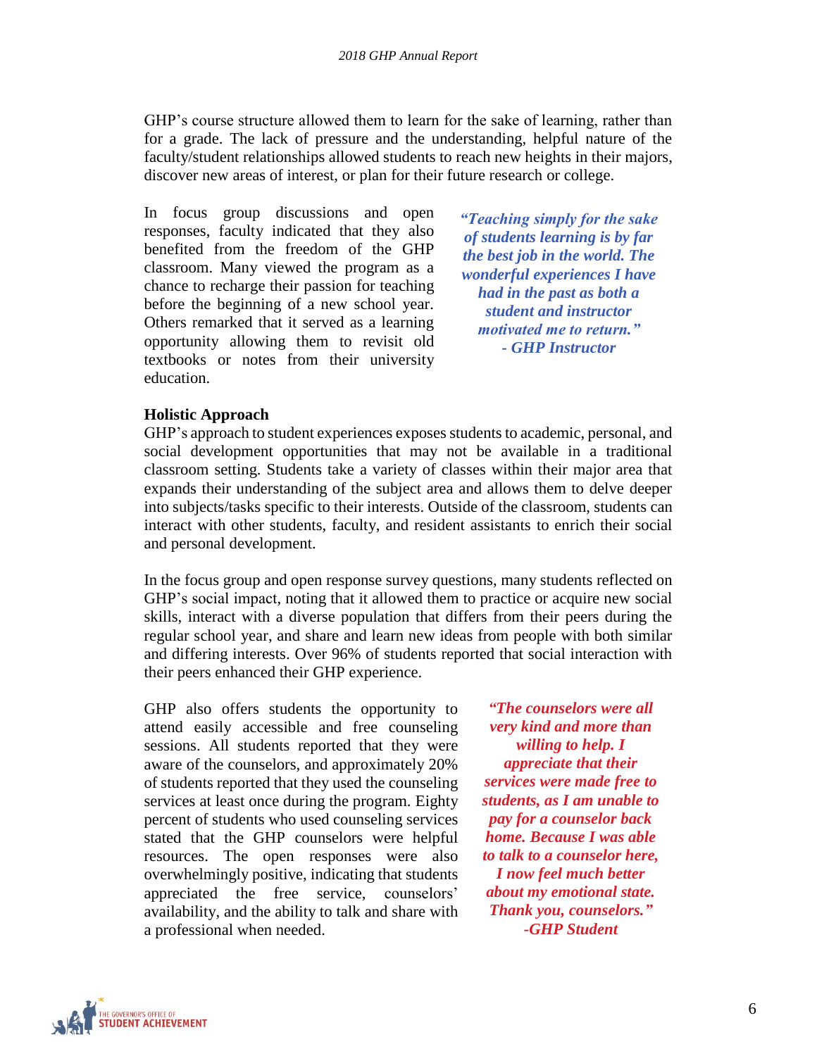GHP's course structure allowed them to learn for the sake of learning, rather than for a grade. The lack of pressure and the understanding, helpful nature of the faculty/student relationships allowed students to reach new heights in their majors, discover new areas of interest, or plan for their future research or college.

In focus group discussions and open responses, faculty indicated that they also benefited from the freedom of the GHP classroom. Many viewed the program as a chance to recharge their passion for teaching before the beginning of a new school year. Others remarked that it served as a learning opportunity allowing them to revisit old textbooks or notes from their university education.

> ***"Teaching simply for the sake of students learning is by far the best job in the world. The wonderful experiences I have had in the past as both a student and instructor motivated me to return."***
> ***- GHP Instructor***

**Holistic Approach**

GHP's approach to student experiences exposes students to academic, personal, and social development opportunities that may not be available in a traditional classroom setting. Students take a variety of classes within their major area that expands their understanding of the subject area and allows them to delve deeper into subjects/tasks specific to their interests. Outside of the classroom, students can interact with other students, faculty, and resident assistants to enrich their social and personal development.

In the focus group and open response survey questions, many students reflected on GHP's social impact, noting that it allowed them to practice or acquire new social skills, interact with a diverse population that differs from their peers during the regular school year, and share and learn new ideas from people with both similar and differing interests. Over 96% of students reported that social interaction with their peers enhanced their GHP experience.

GHP also offers students the opportunity to attend easily accessible and free counseling sessions. All students reported that they were aware of the counselors, and approximately 20% of students reported that they used the counseling services at least once during the program. Eighty percent of students who used counseling services stated that the GHP counselors were helpful resources. The open responses were also overwhelmingly positive, indicating that students appreciated the free service, counselors' availability, and the ability to talk and share with a professional when needed.

> ***"The counselors were all very kind and more than willing to help. I appreciate that their services were made free to students, as I am unable to pay for a counselor back home. Because I was able to talk to a counselor here, I now feel much better about my emotional state. Thank you, counselors."***
> ***-GHP Student***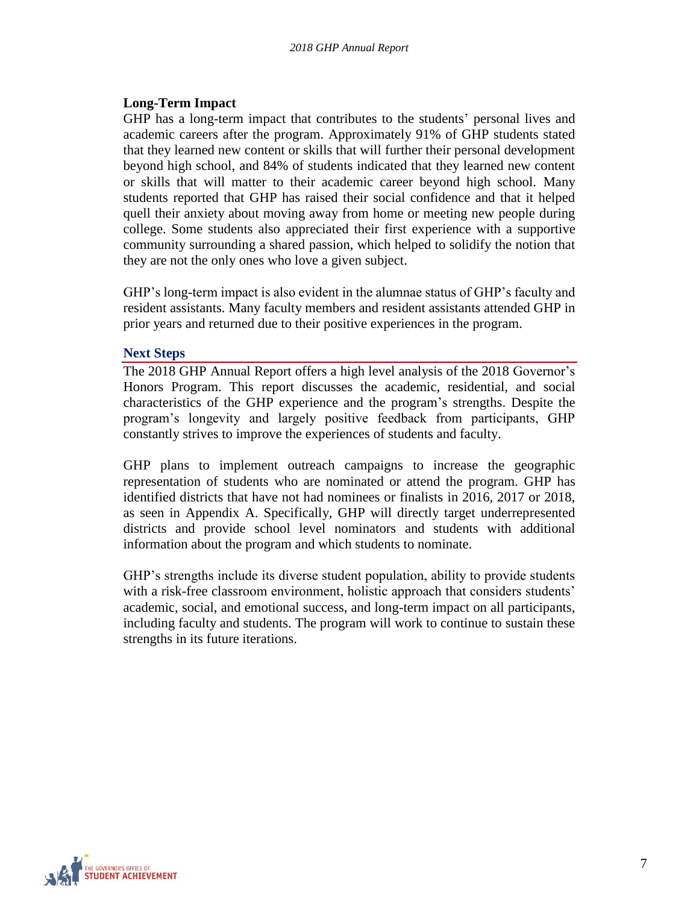### Long-Term Impact

GHP has a long-term impact that contributes to the students' personal lives and academic careers after the program. Approximately 91% of GHP students stated that they learned new content or skills that will further their personal development beyond high school, and 84% of students indicated that they learned new content or skills that will matter to their academic career beyond high school. Many students reported that GHP has raised their social confidence and that it helped quell their anxiety about moving away from home or meeting new people during college. Some students also appreciated their first experience with a supportive community surrounding a shared passion, which helped to solidify the notion that they are not the only ones who love a given subject.

GHP's long-term impact is also evident in the alumnae status of GHP's faculty and resident assistants. Many faculty members and resident assistants attended GHP in prior years and returned due to their positive experiences in the program.

## Next Steps

The 2018 GHP Annual Report offers a high level analysis of the 2018 Governor's Honors Program. This report discusses the academic, residential, and social characteristics of the GHP experience and the program's strengths. Despite the program's longevity and largely positive feedback from participants, GHP constantly strives to improve the experiences of students and faculty.

GHP plans to implement outreach campaigns to increase the geographic representation of students who are nominated or attend the program. GHP has identified districts that have not had nominees or finalists in 2016, 2017 or 2018, as seen in Appendix A. Specifically, GHP will directly target underrepresented districts and provide school level nominators and students with additional information about the program and which students to nominate.

GHP's strengths include its diverse student population, ability to provide students with a risk-free classroom environment, holistic approach that considers students' academic, social, and emotional success, and long-term impact on all participants, including faculty and students. The program will work to continue to sustain these strengths in its future iterations.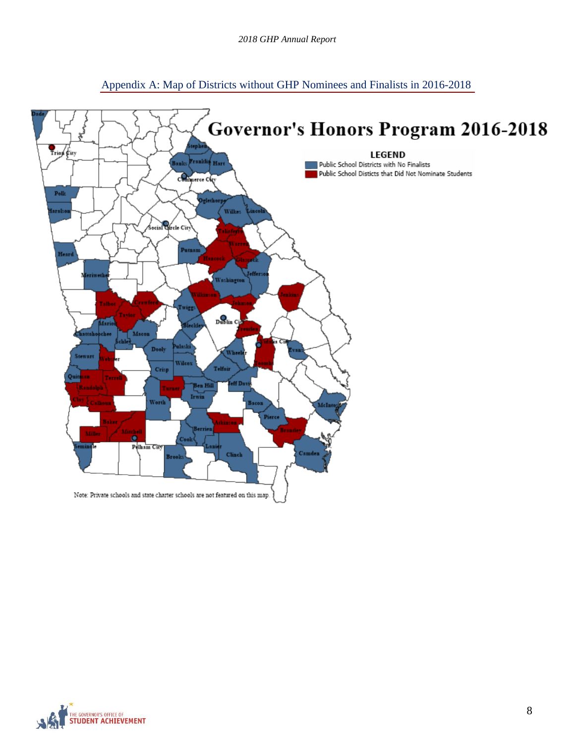## Appendix A: Map of Districts without GHP Nominees and Finalists in 2016-2018

Governor's Honors Program 2016-2018

LEGEND

Public School Districts with No Finalists

Public School Distincts that Did Not Nominate Students

Dade

Trion City

Stephens

Banks

Franklin

Hart

Commerce City

Polk

Haralson

Oglethorpe

Wilkes

Lincoln

Social Circle City

Taliaferro

Warren

Heard

Putnam

Hancock

Glascock

Meriwether

Jefferson

Washington

Jenkins

Wilkinson

Talbot

Crawford

Johnson

Twiggs

Taylor

Marion

Dublin City

Bleckley

Treutlen

Chattahoochee

Macon

Schley

Vidalia City

Evans

Dooly

Pulaski

Stewart

Webster

Wheeler

Wilcox

Toombs

Crisp

Telfair

Quitman

Terrell

Randolph

Turner

Ben Hill

Jeff Davis

Irwin

Clay

Calhoun

Worth

Bacon

McIntosh

Baker

Atkinson

Pierce

Berrien

Brantley

Miller

Mitchell

Cook

Seminole

Pelham City

Lanier

Clinch

Camden

Brooks

Note: Private schools and state charter schools are not featured on this map.